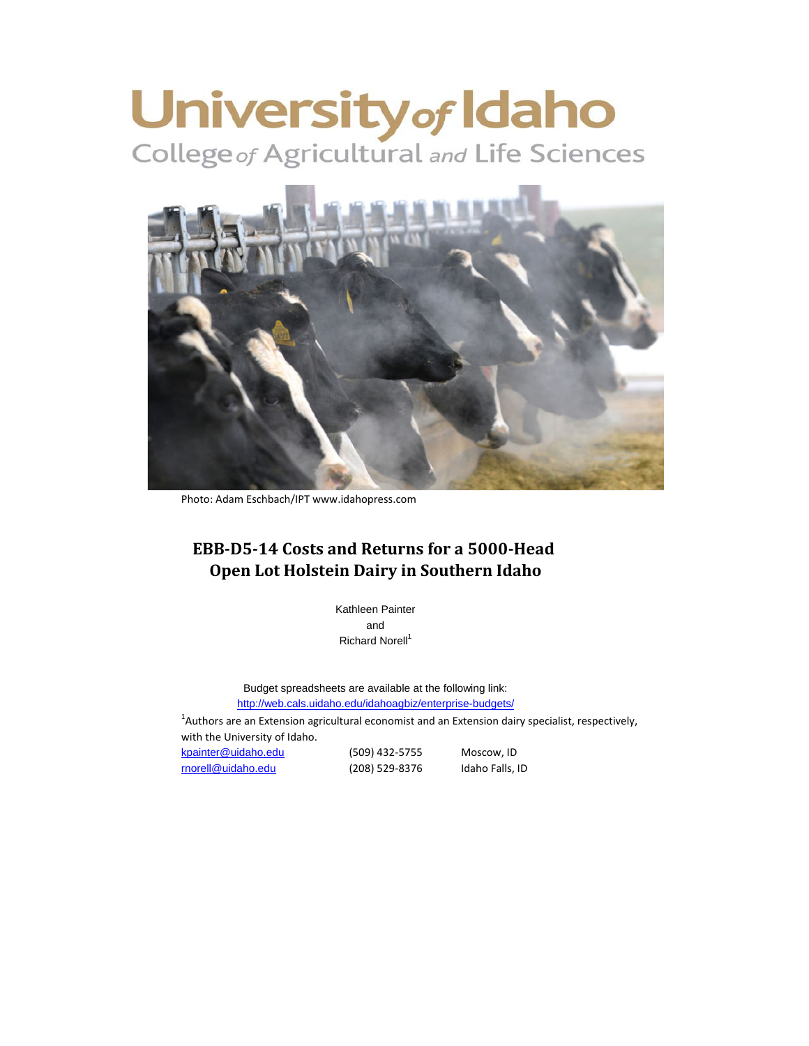University of Idaho
College of Agricultural and Life Sciences

Photo: Adam Eschbach/IPT www.idahopress.com

# EBB-D5-14 Costs and Returns for a 5000-Head Open Lot Holstein Dairy in Southern Idaho

Kathleen Painter
and
Richard Norell[1]

Budget spreadsheets are available at the following link:
http://web.cals.uidaho.edu/idahoagbiz/enterprise-budgets/

[1]Authors are an Extension agricultural economist and an Extension dairy specialist, respectively, with the University of Idaho.

| | | |
|---|---|---|
| kpainter@uidaho.edu | (509) 432-5755 | Moscow, ID |
| rnorell@uidaho.edu | (208) 529-8376 | Idaho Falls, ID |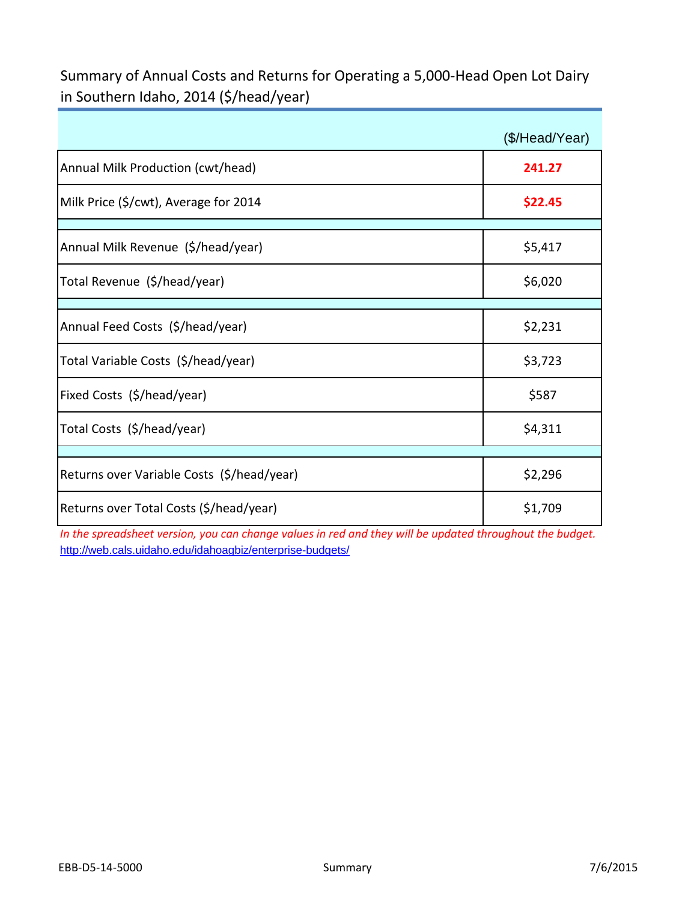## Summary of Annual Costs and Returns for Operating a 5,000-Head Open Lot Dairy in Southern Idaho, 2014 ($/head/year)

| | ($/Head/Year) |
|---|---|
| Annual Milk Production (cwt/head) | **241.27** |
| Milk Price ($/cwt), Average for 2014 | **$22.45** |
| | |
| Annual Milk Revenue ($/head/year) | $5,417 |
| Total Revenue ($/head/year) | $6,020 |
| | |
| Annual Feed Costs ($/head/year) | $2,231 |
| Total Variable Costs ($/head/year) | $3,723 |
| Fixed Costs ($/head/year) | $587 |
| Total Costs ($/head/year) | $4,311 |
| | |
| Returns over Variable Costs ($/head/year) | $2,296 |
| Returns over Total Costs ($/head/year) | $1,709 |

*In the spreadsheet version, you can change values in red and they will be updated throughout the budget.*

http://web.cals.uidaho.edu/idahoagbiz/enterprise-budgets/

EBB-D5-14-5000 Summary 7/6/2015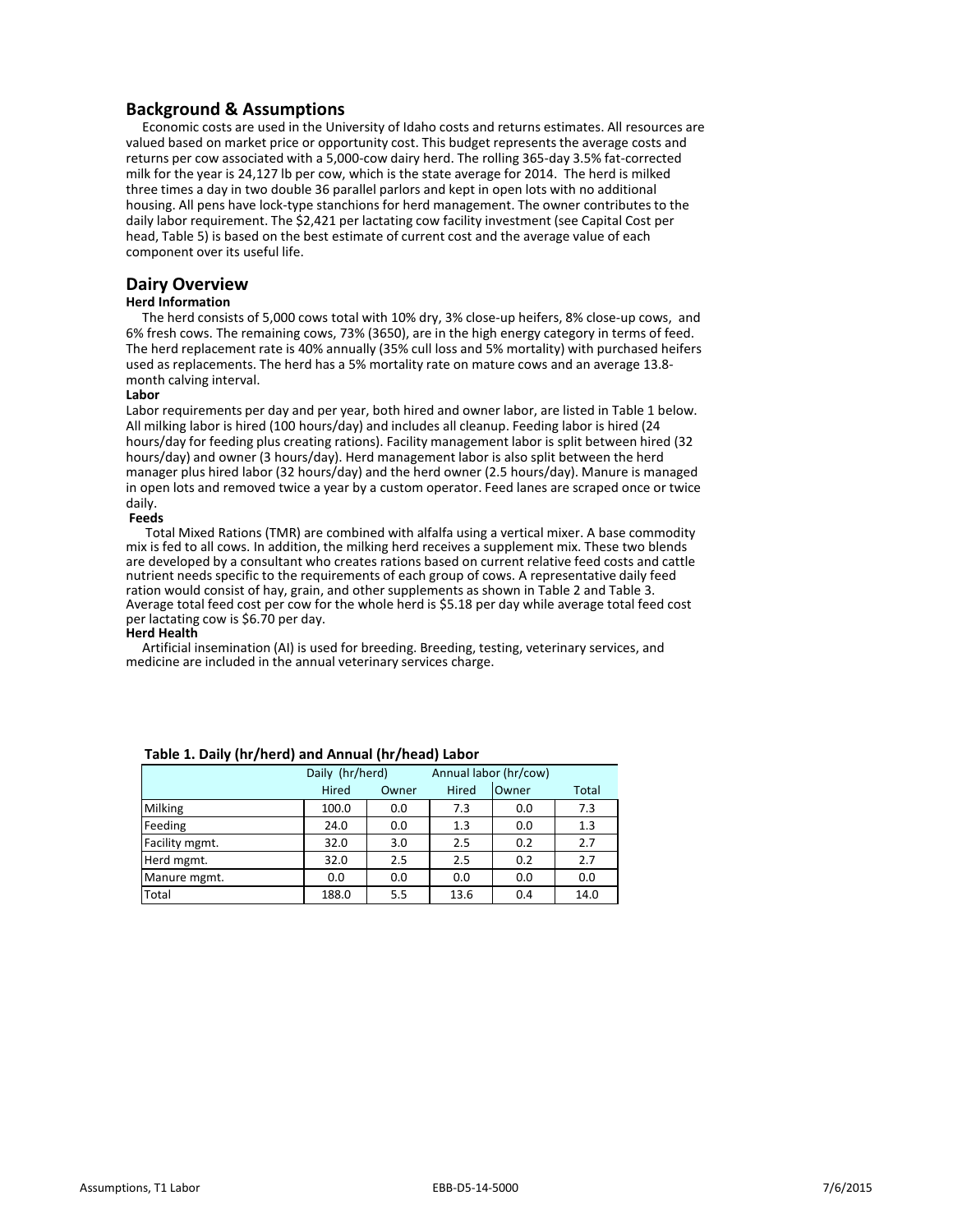## Background & Assumptions

Economic costs are used in the University of Idaho costs and returns estimates. All resources are valued based on market price or opportunity cost. This budget represents the average costs and returns per cow associated with a 5,000-cow dairy herd. The rolling 365-day 3.5% fat-corrected milk for the year is 24,127 lb per cow, which is the state average for 2014. The herd is milked three times a day in two double 36 parallel parlors and kept in open lots with no additional housing. All pens have lock-type stanchions for herd management. The owner contributes to the daily labor requirement. The $2,421 per lactating cow facility investment (see Capital Cost per head, Table 5) is based on the best estimate of current cost and the average value of each component over its useful life.

## Dairy Overview

### Herd Information

The herd consists of 5,000 cows total with 10% dry, 3% close-up heifers, 8% close-up cows, and 6% fresh cows. The remaining cows, 73% (3650), are in the high energy category in terms of feed. The herd replacement rate is 40% annually (35% cull loss and 5% mortality) with purchased heifers used as replacements. The herd has a 5% mortality rate on mature cows and an average 13.8-month calving interval.

### Labor

Labor requirements per day and per year, both hired and owner labor, are listed in Table 1 below. All milking labor is hired (100 hours/day) and includes all cleanup. Feeding labor is hired (24 hours/day for feeding plus creating rations). Facility management labor is split between hired (32 hours/day) and owner (3 hours/day). Herd management labor is also split between the herd manager plus hired labor (32 hours/day) and the herd owner (2.5 hours/day). Manure is managed in open lots and removed twice a year by a custom operator. Feed lanes are scraped once or twice daily.

### Feeds

Total Mixed Rations (TMR) are combined with alfalfa using a vertical mixer. A base commodity mix is fed to all cows. In addition, the milking herd receives a supplement mix. These two blends are developed by a consultant who creates rations based on current relative feed costs and cattle nutrient needs specific to the requirements of each group of cows. A representative daily feed ration would consist of hay, grain, and other supplements as shown in Table 2 and Table 3. Average total feed cost per cow for the whole herd is $5.18 per day while average total feed cost per lactating cow is $6.70 per day.

### Herd Health

Artificial insemination (AI) is used for breeding. Breeding, testing, veterinary services, and medicine are included in the annual veterinary services charge.

**Table 1. Daily (hr/herd) and Annual (hr/head) Labor**

| | Daily (hr/herd) | | Annual labor (hr/cow) | | |
|---|---|---|---|---|---|
| | Hired | Owner | Hired | Owner | Total |
| Milking | 100.0 | 0.0 | 7.3 | 0.0 | 7.3 |
| Feeding | 24.0 | 0.0 | 1.3 | 0.0 | 1.3 |
| Facility mgmt. | 32.0 | 3.0 | 2.5 | 0.2 | 2.7 |
| Herd mgmt. | 32.0 | 2.5 | 2.5 | 0.2 | 2.7 |
| Manure mgmt. | 0.0 | 0.0 | 0.0 | 0.0 | 0.0 |
| Total | 188.0 | 5.5 | 13.6 | 0.4 | 14.0 |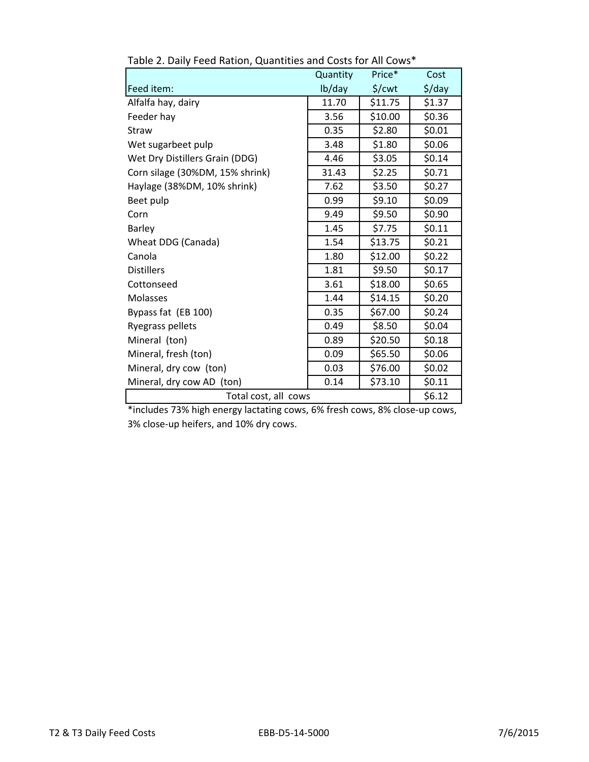Table 2. Daily Feed Ration, Quantities and Costs for All Cows*

| Feed item: | Quantity lb/day | Price* $/cwt | Cost $/day |
|---|---|---|---|
| Alfalfa hay, dairy | 11.70 | $11.75 | $1.37 |
| Feeder hay | 3.56 | $10.00 | $0.36 |
| Straw | 0.35 | $2.80 | $0.01 |
| Wet sugarbeet pulp | 3.48 | $1.80 | $0.06 |
| Wet Dry Distillers Grain (DDG) | 4.46 | $3.05 | $0.14 |
| Corn silage (30%DM, 15% shrink) | 31.43 | $2.25 | $0.71 |
| Haylage (38%DM, 10% shrink) | 7.62 | $3.50 | $0.27 |
| Beet pulp | 0.99 | $9.10 | $0.09 |
| Corn | 9.49 | $9.50 | $0.90 |
| Barley | 1.45 | $7.75 | $0.11 |
| Wheat DDG (Canada) | 1.54 | $13.75 | $0.21 |
| Canola | 1.80 | $12.00 | $0.22 |
| Distillers | 1.81 | $9.50 | $0.17 |
| Cottonseed | 3.61 | $18.00 | $0.65 |
| Molasses | 1.44 | $14.15 | $0.20 |
| Bypass fat (EB 100) | 0.35 | $67.00 | $0.24 |
| Ryegrass pellets | 0.49 | $8.50 | $0.04 |
| Mineral (ton) | 0.89 | $20.50 | $0.18 |
| Mineral, fresh (ton) | 0.09 | $65.50 | $0.06 |
| Mineral, dry cow (ton) | 0.03 | $76.00 | $0.02 |
| Mineral, dry cow AD (ton) | 0.14 | $73.10 | $0.11 |
| Total cost, all cows | | | $6.12 |

*includes 73% high energy lactating cows, 6% fresh cows, 8% close-up cows, 3% close-up heifers, and 10% dry cows.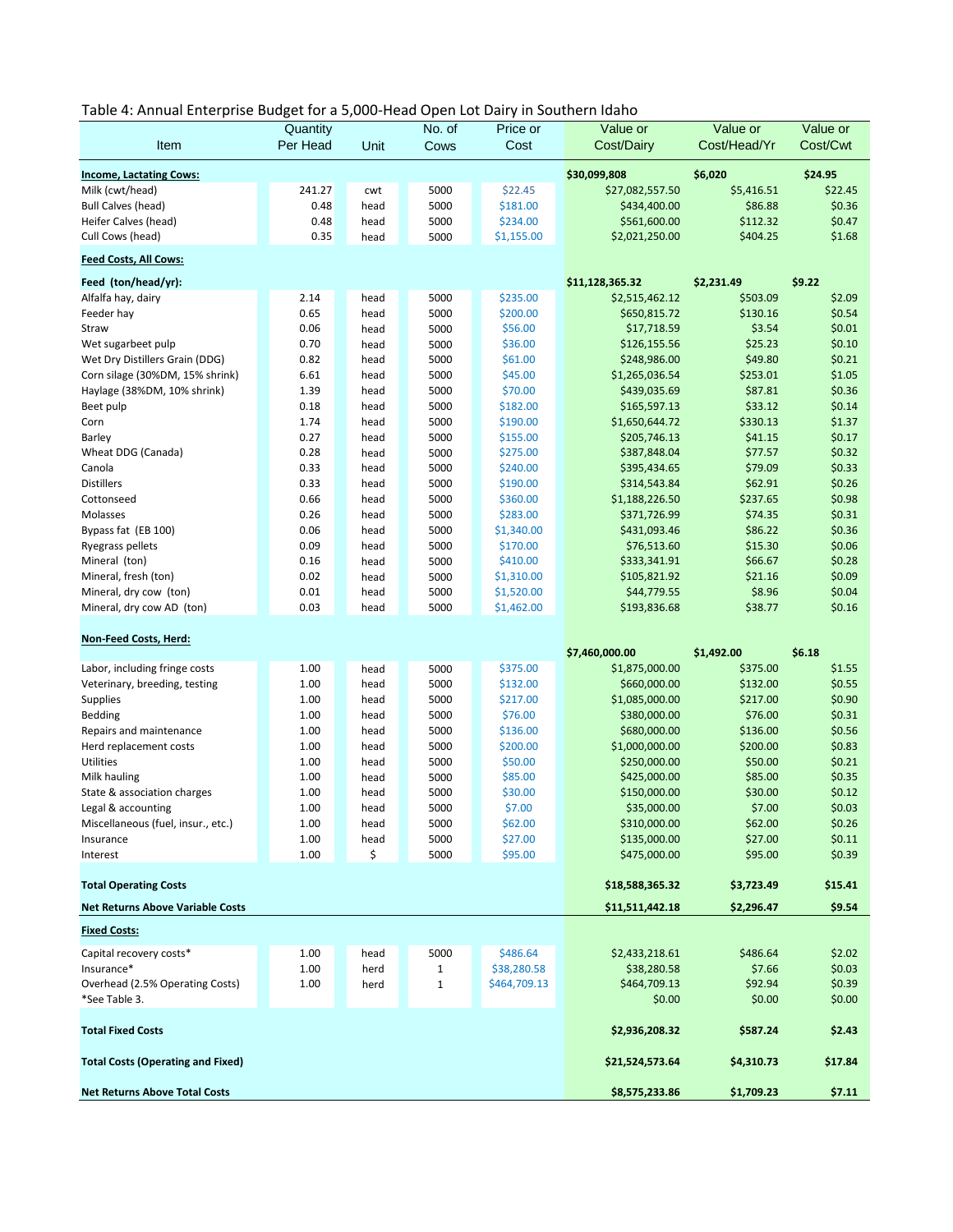Table 4: Annual Enterprise Budget for a 5,000-Head Open Lot Dairy in Southern Idaho

| Item | Quantity Per Head | Unit | No. of Cows | Price or Cost | Value or Cost/Dairy | Value or Cost/Head/Yr | Value or Cost/Cwt |
|---|---|---|---|---|---|---|---|
| **Income, Lactating Cows:** | | | | | **$30,099,808** | **$6,020** | **$24.95** |
| Milk (cwt/head) | 241.27 | cwt | 5000 | $22.45 | $27,082,557.50 | $5,416.51 | $22.45 |
| Bull Calves (head) | 0.48 | head | 5000 | $181.00 | $434,400.00 | $86.88 | $0.36 |
| Heifer Calves (head) | 0.48 | head | 5000 | $234.00 | $561,600.00 | $112.32 | $0.47 |
| Cull Cows (head) | 0.35 | head | 5000 | $1,155.00 | $2,021,250.00 | $404.25 | $1.68 |
| **Feed Costs, All Cows:** | | | | | | | |
| **Feed (ton/head/yr):** | | | | | **$11,128,365.32** | **$2,231.49** | **$9.22** |
| Alfalfa hay, dairy | 2.14 | head | 5000 | $235.00 | $2,515,462.12 | $503.09 | $2.09 |
| Feeder hay | 0.65 | head | 5000 | $200.00 | $650,815.72 | $130.16 | $0.54 |
| Straw | 0.06 | head | 5000 | $56.00 | $17,718.59 | $3.54 | $0.01 |
| Wet sugarbeet pulp | 0.70 | head | 5000 | $36.00 | $126,155.56 | $25.23 | $0.10 |
| Wet Dry Distillers Grain (DDG) | 0.82 | head | 5000 | $61.00 | $248,986.00 | $49.80 | $0.21 |
| Corn silage (30%DM, 15% shrink) | 6.61 | head | 5000 | $45.00 | $1,265,036.54 | $253.01 | $1.05 |
| Haylage (38%DM, 10% shrink) | 1.39 | head | 5000 | $70.00 | $439,035.69 | $87.81 | $0.36 |
| Beet pulp | 0.18 | head | 5000 | $182.00 | $165,597.13 | $33.12 | $0.14 |
| Corn | 1.74 | head | 5000 | $190.00 | $1,650,644.72 | $330.13 | $1.37 |
| Barley | 0.27 | head | 5000 | $155.00 | $205,746.13 | $41.15 | $0.17 |
| Wheat DDG (Canada) | 0.28 | head | 5000 | $275.00 | $387,848.04 | $77.57 | $0.32 |
| Canola | 0.33 | head | 5000 | $240.00 | $395,434.65 | $79.09 | $0.33 |
| Distillers | 0.33 | head | 5000 | $190.00 | $314,543.84 | $62.91 | $0.26 |
| Cottonseed | 0.66 | head | 5000 | $360.00 | $1,188,226.50 | $237.65 | $0.98 |
| Molasses | 0.26 | head | 5000 | $283.00 | $371,726.99 | $74.35 | $0.31 |
| Bypass fat (EB 100) | 0.06 | head | 5000 | $1,340.00 | $431,093.46 | $86.22 | $0.36 |
| Ryegrass pellets | 0.09 | head | 5000 | $170.00 | $76,513.60 | $15.30 | $0.06 |
| Mineral (ton) | 0.16 | head | 5000 | $410.00 | $333,341.91 | $66.67 | $0.28 |
| Mineral, fresh (ton) | 0.02 | head | 5000 | $1,310.00 | $105,821.92 | $21.16 | $0.09 |
| Mineral, dry cow (ton) | 0.01 | head | 5000 | $1,520.00 | $44,779.55 | $8.96 | $0.04 |
| Mineral, dry cow AD (ton) | 0.03 | head | 5000 | $1,462.00 | $193,836.68 | $38.77 | $0.16 |
| **Non-Feed Costs, Herd:** | | | | | **$7,460,000.00** | **$1,492.00** | **$6.18** |
| Labor, including fringe costs | 1.00 | head | 5000 | $375.00 | $1,875,000.00 | $375.00 | $1.55 |
| Veterinary, breeding, testing | 1.00 | head | 5000 | $132.00 | $660,000.00 | $132.00 | $0.55 |
| Supplies | 1.00 | head | 5000 | $217.00 | $1,085,000.00 | $217.00 | $0.90 |
| Bedding | 1.00 | head | 5000 | $76.00 | $380,000.00 | $76.00 | $0.31 |
| Repairs and maintenance | 1.00 | head | 5000 | $136.00 | $680,000.00 | $136.00 | $0.56 |
| Herd replacement costs | 1.00 | head | 5000 | $200.00 | $1,000,000.00 | $200.00 | $0.83 |
| Utilities | 1.00 | head | 5000 | $50.00 | $250,000.00 | $50.00 | $0.21 |
| Milk hauling | 1.00 | head | 5000 | $85.00 | $425,000.00 | $85.00 | $0.35 |
| State & association charges | 1.00 | head | 5000 | $30.00 | $150,000.00 | $30.00 | $0.12 |
| Legal & accounting | 1.00 | head | 5000 | $7.00 | $35,000.00 | $7.00 | $0.03 |
| Miscellaneous (fuel, insur., etc.) | 1.00 | head | 5000 | $62.00 | $310,000.00 | $62.00 | $0.26 |
| Insurance | 1.00 | head | 5000 | $27.00 | $135,000.00 | $27.00 | $0.11 |
| Interest | 1.00 | $ | 5000 | $95.00 | $475,000.00 | $95.00 | $0.39 |
| **Total Operating Costs** | | | | | **$18,588,365.32** | **$3,723.49** | **$15.41** |
| **Net Returns Above Variable Costs** | | | | | **$11,511,442.18** | **$2,296.47** | **$9.54** |
| **Fixed Costs:** | | | | | | | |
| Capital recovery costs* | 1.00 | head | 5000 | $486.64 | $2,433,218.61 | $486.64 | $2.02 |
| Insurance* | 1.00 | herd | 1 | $38,280.58 | $38,280.58 | $7.66 | $0.03 |
| Overhead (2.5% Operating Costs) | 1.00 | herd | 1 | $464,709.13 | $464,709.13 | $92.94 | $0.39 |
| *See Table 3. | | | | | $0.00 | $0.00 | $0.00 |
| **Total Fixed Costs** | | | | | **$2,936,208.32** | **$587.24** | **$2.43** |
| **Total Costs (Operating and Fixed)** | | | | | **$21,524,573.64** | **$4,310.73** | **$17.84** |
| **Net Returns Above Total Costs** | | | | | **$8,575,233.86** | **$1,709.23** | **$7.11** |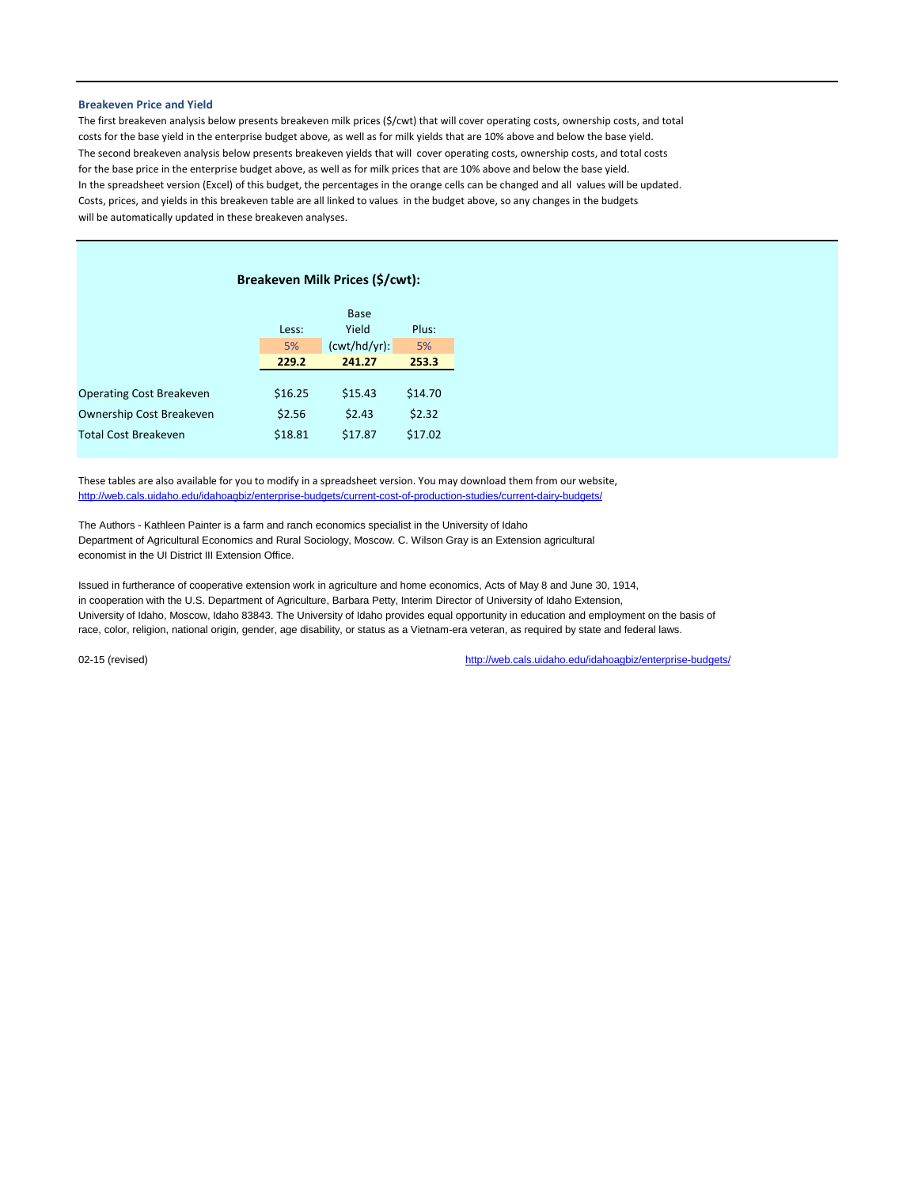### Breakeven Price and Yield

The first breakeven analysis below presents breakeven milk prices ($/cwt) that will cover operating costs, ownership costs, and total costs for the base yield in the enterprise budget above, as well as for milk yields that are 10% above and below the base yield.
The second breakeven analysis below presents breakeven yields that will cover operating costs, ownership costs, and total costs for the base price in the enterprise budget above, as well as for milk prices that are 10% above and below the base yield.
In the spreadsheet version (Excel) of this budget, the percentages in the orange cells can be changed and all values will be updated.
Costs, prices, and yields in this breakeven table are all linked to values in the budget above, so any changes in the budgets will be automatically updated in these breakeven analyses.

**Breakeven Milk Prices ($/cwt):**

| | Less: | Base Yield | Plus: |
|---|---|---|---|
| | 5% | (cwt/hd/yr): | 5% |
| | **229.2** | **241.27** | **253.3** |
| Operating Cost Breakeven | $16.25 | $15.43 | $14.70 |
| Ownership Cost Breakeven | $2.56 | $2.43 | $2.32 |
| Total Cost Breakeven | $18.81 | $17.87 | $17.02 |

These tables are also available for you to modify in a spreadsheet version. You may download them from our website,
http://web.cals.uidaho.edu/idahoagbiz/enterprise-budgets/current-cost-of-production-studies/current-dairy-budgets/

The Authors - Kathleen Painter is a farm and ranch economics specialist in the University of Idaho Department of Agricultural Economics and Rural Sociology, Moscow. C. Wilson Gray is an Extension agricultural economist in the UI District III Extension Office.

Issued in furtherance of cooperative extension work in agriculture and home economics, Acts of May 8 and June 30, 1914, in cooperation with the U.S. Department of Agriculture, Barbara Petty, Interim Director of University of Idaho Extension, University of Idaho, Moscow, Idaho 83843. The University of Idaho provides equal opportunity in education and employment on the basis of race, color, religion, national origin, gender, age disability, or status as a Vietnam-era veteran, as required by state and federal laws.

02-15 (revised) http://web.cals.uidaho.edu/idahoagbiz/enterprise-budgets/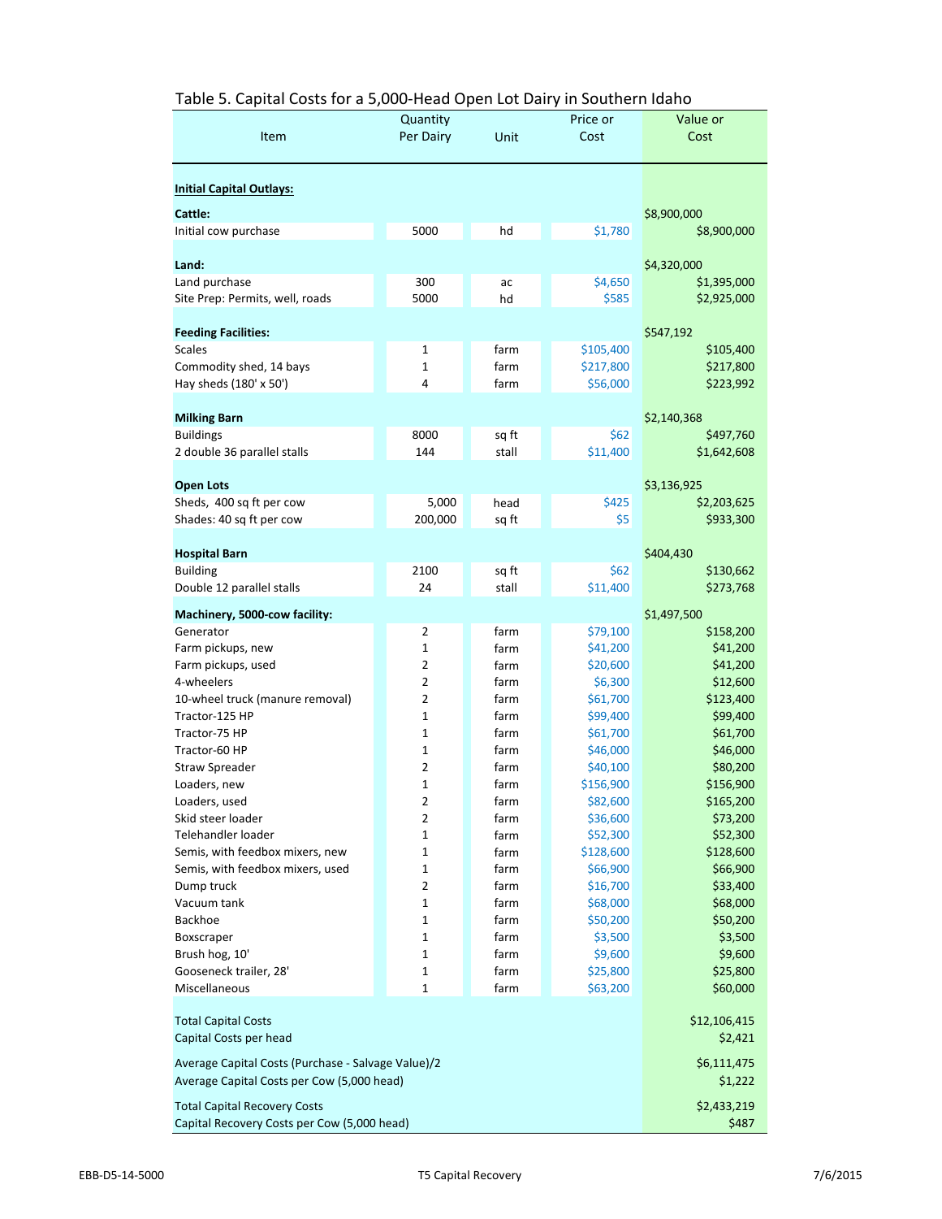## Table 5. Capital Costs for a 5,000-Head Open Lot Dairy in Southern Idaho

| Item | Quantity Per Dairy | Unit | Price or Cost | Value or Cost |
|---|---|---|---|---|
| **Initial Capital Outlays:** | | | | |
| **Cattle:** | | | | $8,900,000 |
| Initial cow purchase | 5000 | hd | $1,780 | $8,900,000 |
| **Land:** | | | | $4,320,000 |
| Land purchase | 300 | ac | $4,650 | $1,395,000 |
| Site Prep: Permits, well, roads | 5000 | hd | $585 | $2,925,000 |
| **Feeding Facilities:** | | | | $547,192 |
| Scales | 1 | farm | $105,400 | $105,400 |
| Commodity shed, 14 bays | 1 | farm | $217,800 | $217,800 |
| Hay sheds (180' x 50') | 4 | farm | $56,000 | $223,992 |
| **Milking Barn** | | | | $2,140,368 |
| Buildings | 8000 | sq ft | $62 | $497,760 |
| 2 double 36 parallel stalls | 144 | stall | $11,400 | $1,642,608 |
| **Open Lots** | | | | $3,136,925 |
| Sheds, 400 sq ft per cow | 5,000 | head | $425 | $2,203,625 |
| Shades: 40 sq ft per cow | 200,000 | sq ft | $5 | $933,300 |
| **Hospital Barn** | | | | $404,430 |
| Building | 2100 | sq ft | $62 | $130,662 |
| Double 12 parallel stalls | 24 | stall | $11,400 | $273,768 |
| **Machinery, 5000-cow facility:** | | | | $1,497,500 |
| Generator | 2 | farm | $79,100 | $158,200 |
| Farm pickups, new | 1 | farm | $41,200 | $41,200 |
| Farm pickups, used | 2 | farm | $20,600 | $41,200 |
| 4-wheelers | 2 | farm | $6,300 | $12,600 |
| 10-wheel truck (manure removal) | 2 | farm | $61,700 | $123,400 |
| Tractor-125 HP | 1 | farm | $99,400 | $99,400 |
| Tractor-75 HP | 1 | farm | $61,700 | $61,700 |
| Tractor-60 HP | 1 | farm | $46,000 | $46,000 |
| Straw Spreader | 2 | farm | $40,100 | $80,200 |
| Loaders, new | 1 | farm | $156,900 | $156,900 |
| Loaders, used | 2 | farm | $82,600 | $165,200 |
| Skid steer loader | 2 | farm | $36,600 | $73,200 |
| Telehandler loader | 1 | farm | $52,300 | $52,300 |
| Semis, with feedbox mixers, new | 1 | farm | $128,600 | $128,600 |
| Semis, with feedbox mixers, used | 1 | farm | $66,900 | $66,900 |
| Dump truck | 2 | farm | $16,700 | $33,400 |
| Vacuum tank | 1 | farm | $68,000 | $68,000 |
| Backhoe | 1 | farm | $50,200 | $50,200 |
| Boxscraper | 1 | farm | $3,500 | $3,500 |
| Brush hog, 10' | 1 | farm | $9,600 | $9,600 |
| Gooseneck trailer, 28' | 1 | farm | $25,800 | $25,800 |
| Miscellaneous | 1 | farm | $63,200 | $60,000 |
| Total Capital Costs | | | | $12,106,415 |
| Capital Costs per head | | | | $2,421 |
| Average Capital Costs (Purchase - Salvage Value)/2 | | | | $6,111,475 |
| Average Capital Costs per Cow (5,000 head) | | | | $1,222 |
| Total Capital Recovery Costs | | | | $2,433,219 |
| Capital Recovery Costs per Cow (5,000 head) | | | | $487 |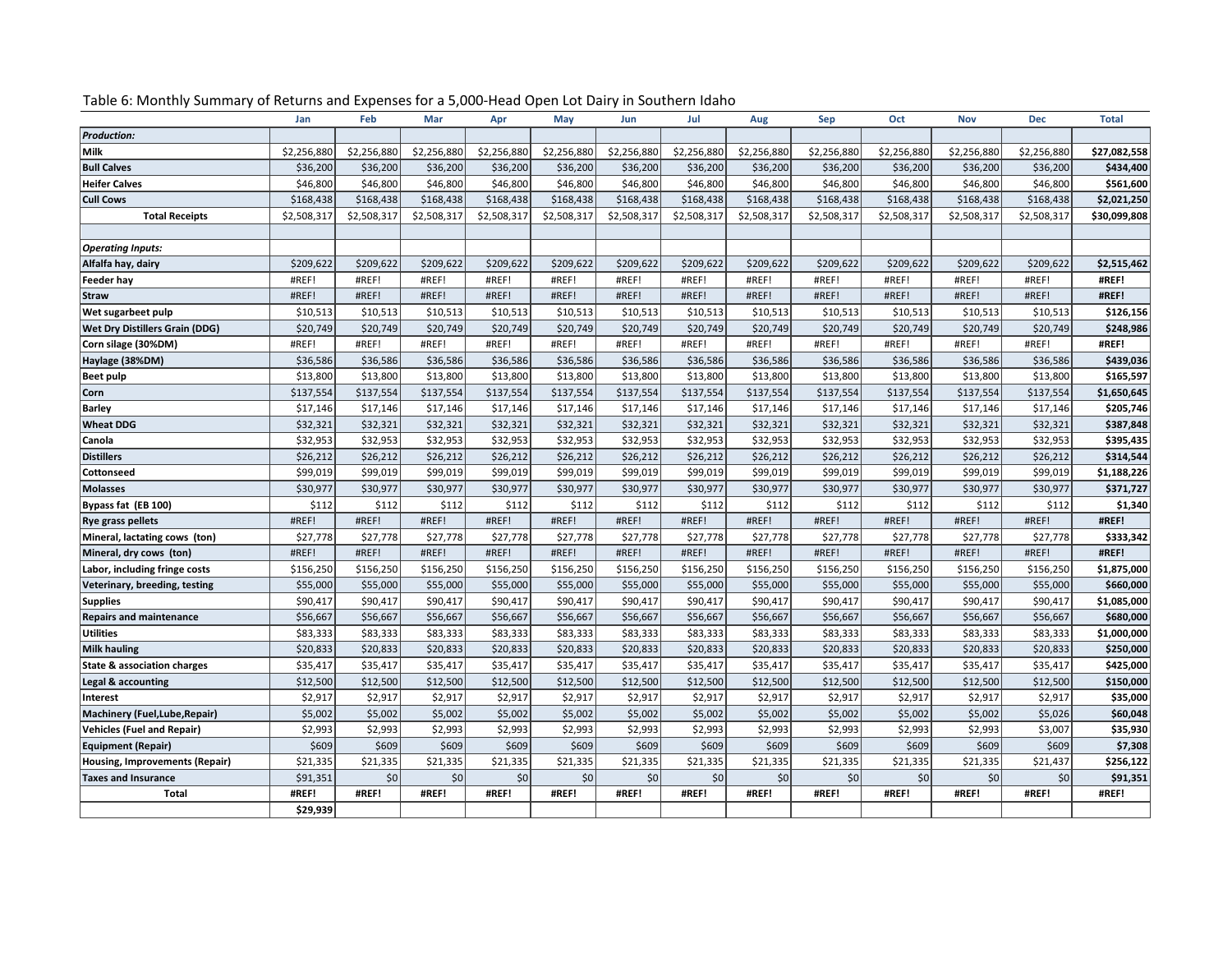Table 6: Monthly Summary of Returns and Expenses for a 5,000-Head Open Lot Dairy in Southern Idaho

| | Jan | Feb | Mar | Apr | May | Jun | Jul | Aug | Sep | Oct | Nov | Dec | Total |
|---|---|---|---|---|---|---|---|---|---|---|---|---|---|
| ***Production:*** | | | | | | | | | | | | | |
| **Milk** | $2,256,880 | $2,256,880 | $2,256,880 | $2,256,880 | $2,256,880 | $2,256,880 | $2,256,880 | $2,256,880 | $2,256,880 | $2,256,880 | $2,256,880 | $2,256,880 | **$27,082,558** |
| **Bull Calves** | $36,200 | $36,200 | $36,200 | $36,200 | $36,200 | $36,200 | $36,200 | $36,200 | $36,200 | $36,200 | $36,200 | $36,200 | **$434,400** |
| **Heifer Calves** | $46,800 | $46,800 | $46,800 | $46,800 | $46,800 | $46,800 | $46,800 | $46,800 | $46,800 | $46,800 | $46,800 | $46,800 | **$561,600** |
| **Cull Cows** | $168,438 | $168,438 | $168,438 | $168,438 | $168,438 | $168,438 | $168,438 | $168,438 | $168,438 | $168,438 | $168,438 | $168,438 | **$2,021,250** |
| **Total Receipts** | $2,508,317 | $2,508,317 | $2,508,317 | $2,508,317 | $2,508,317 | $2,508,317 | $2,508,317 | $2,508,317 | $2,508,317 | $2,508,317 | $2,508,317 | $2,508,317 | **$30,099,808** |
| | | | | | | | | | | | | | |
| ***Operating Inputs:*** | | | | | | | | | | | | | |
| **Alfalfa hay, dairy** | $209,622 | $209,622 | $209,622 | $209,622 | $209,622 | $209,622 | $209,622 | $209,622 | $209,622 | $209,622 | $209,622 | $209,622 | **$2,515,462** |
| **Feeder hay** | #REF! | #REF! | #REF! | #REF! | #REF! | #REF! | #REF! | #REF! | #REF! | #REF! | #REF! | #REF! | **#REF!** |
| **Straw** | #REF! | #REF! | #REF! | #REF! | #REF! | #REF! | #REF! | #REF! | #REF! | #REF! | #REF! | #REF! | **#REF!** |
| **Wet sugarbeet pulp** | $10,513 | $10,513 | $10,513 | $10,513 | $10,513 | $10,513 | $10,513 | $10,513 | $10,513 | $10,513 | $10,513 | $10,513 | **$126,156** |
| **Wet Dry Distillers Grain (DDG)** | $20,749 | $20,749 | $20,749 | $20,749 | $20,749 | $20,749 | $20,749 | $20,749 | $20,749 | $20,749 | $20,749 | $20,749 | **$248,986** |
| **Corn silage (30%DM)** | #REF! | #REF! | #REF! | #REF! | #REF! | #REF! | #REF! | #REF! | #REF! | #REF! | #REF! | #REF! | **#REF!** |
| **Haylage (38%DM)** | $36,586 | $36,586 | $36,586 | $36,586 | $36,586 | $36,586 | $36,586 | $36,586 | $36,586 | $36,586 | $36,586 | $36,586 | **$439,036** |
| **Beet pulp** | $13,800 | $13,800 | $13,800 | $13,800 | $13,800 | $13,800 | $13,800 | $13,800 | $13,800 | $13,800 | $13,800 | $13,800 | **$165,597** |
| **Corn** | $137,554 | $137,554 | $137,554 | $137,554 | $137,554 | $137,554 | $137,554 | $137,554 | $137,554 | $137,554 | $137,554 | $137,554 | **$1,650,645** |
| **Barley** | $17,146 | $17,146 | $17,146 | $17,146 | $17,146 | $17,146 | $17,146 | $17,146 | $17,146 | $17,146 | $17,146 | $17,146 | **$205,746** |
| **Wheat DDG** | $32,321 | $32,321 | $32,321 | $32,321 | $32,321 | $32,321 | $32,321 | $32,321 | $32,321 | $32,321 | $32,321 | $32,321 | **$387,848** |
| **Canola** | $32,953 | $32,953 | $32,953 | $32,953 | $32,953 | $32,953 | $32,953 | $32,953 | $32,953 | $32,953 | $32,953 | $32,953 | **$395,435** |
| **Distillers** | $26,212 | $26,212 | $26,212 | $26,212 | $26,212 | $26,212 | $26,212 | $26,212 | $26,212 | $26,212 | $26,212 | $26,212 | **$314,544** |
| **Cottonseed** | $99,019 | $99,019 | $99,019 | $99,019 | $99,019 | $99,019 | $99,019 | $99,019 | $99,019 | $99,019 | $99,019 | $99,019 | **$1,188,226** |
| **Molasses** | $30,977 | $30,977 | $30,977 | $30,977 | $30,977 | $30,977 | $30,977 | $30,977 | $30,977 | $30,977 | $30,977 | $30,977 | **$371,727** |
| **Bypass fat (EB 100)** | $112 | $112 | $112 | $112 | $112 | $112 | $112 | $112 | $112 | $112 | $112 | $112 | **$1,340** |
| **Rye grass pellets** | #REF! | #REF! | #REF! | #REF! | #REF! | #REF! | #REF! | #REF! | #REF! | #REF! | #REF! | #REF! | **#REF!** |
| **Mineral, lactating cows (ton)** | $27,778 | $27,778 | $27,778 | $27,778 | $27,778 | $27,778 | $27,778 | $27,778 | $27,778 | $27,778 | $27,778 | $27,778 | **$333,342** |
| **Mineral, dry cows (ton)** | #REF! | #REF! | #REF! | #REF! | #REF! | #REF! | #REF! | #REF! | #REF! | #REF! | #REF! | #REF! | **#REF!** |
| **Labor, including fringe costs** | $156,250 | $156,250 | $156,250 | $156,250 | $156,250 | $156,250 | $156,250 | $156,250 | $156,250 | $156,250 | $156,250 | $156,250 | **$1,875,000** |
| **Veterinary, breeding, testing** | $55,000 | $55,000 | $55,000 | $55,000 | $55,000 | $55,000 | $55,000 | $55,000 | $55,000 | $55,000 | $55,000 | $55,000 | **$660,000** |
| **Supplies** | $90,417 | $90,417 | $90,417 | $90,417 | $90,417 | $90,417 | $90,417 | $90,417 | $90,417 | $90,417 | $90,417 | $90,417 | **$1,085,000** |
| **Repairs and maintenance** | $56,667 | $56,667 | $56,667 | $56,667 | $56,667 | $56,667 | $56,667 | $56,667 | $56,667 | $56,667 | $56,667 | $56,667 | **$680,000** |
| **Utilities** | $83,333 | $83,333 | $83,333 | $83,333 | $83,333 | $83,333 | $83,333 | $83,333 | $83,333 | $83,333 | $83,333 | $83,333 | **$1,000,000** |
| **Milk hauling** | $20,833 | $20,833 | $20,833 | $20,833 | $20,833 | $20,833 | $20,833 | $20,833 | $20,833 | $20,833 | $20,833 | $20,833 | **$250,000** |
| **State & association charges** | $35,417 | $35,417 | $35,417 | $35,417 | $35,417 | $35,417 | $35,417 | $35,417 | $35,417 | $35,417 | $35,417 | $35,417 | **$425,000** |
| **Legal & accounting** | $12,500 | $12,500 | $12,500 | $12,500 | $12,500 | $12,500 | $12,500 | $12,500 | $12,500 | $12,500 | $12,500 | $12,500 | **$150,000** |
| **Interest** | $2,917 | $2,917 | $2,917 | $2,917 | $2,917 | $2,917 | $2,917 | $2,917 | $2,917 | $2,917 | $2,917 | $2,917 | **$35,000** |
| **Machinery (Fuel,Lube,Repair)** | $5,002 | $5,002 | $5,002 | $5,002 | $5,002 | $5,002 | $5,002 | $5,002 | $5,002 | $5,002 | $5,002 | $5,026 | **$60,048** |
| **Vehicles (Fuel and Repair)** | $2,993 | $2,993 | $2,993 | $2,993 | $2,993 | $2,993 | $2,993 | $2,993 | $2,993 | $2,993 | $2,993 | $3,007 | **$35,930** |
| **Equipment (Repair)** | $609 | $609 | $609 | $609 | $609 | $609 | $609 | $609 | $609 | $609 | $609 | $609 | **$7,308** |
| **Housing, Improvements (Repair)** | $21,335 | $21,335 | $21,335 | $21,335 | $21,335 | $21,335 | $21,335 | $21,335 | $21,335 | $21,335 | $21,335 | $21,437 | **$256,122** |
| **Taxes and Insurance** | $91,351 | $0 | $0 | $0 | $0 | $0 | $0 | $0 | $0 | $0 | $0 | $0 | **$91,351** |
| **Total** | **#REF!** | **#REF!** | **#REF!** | **#REF!** | **#REF!** | **#REF!** | **#REF!** | **#REF!** | **#REF!** | **#REF!** | **#REF!** | **#REF!** | **#REF!** |
| | **$29,939** | | | | | | | | | | | | |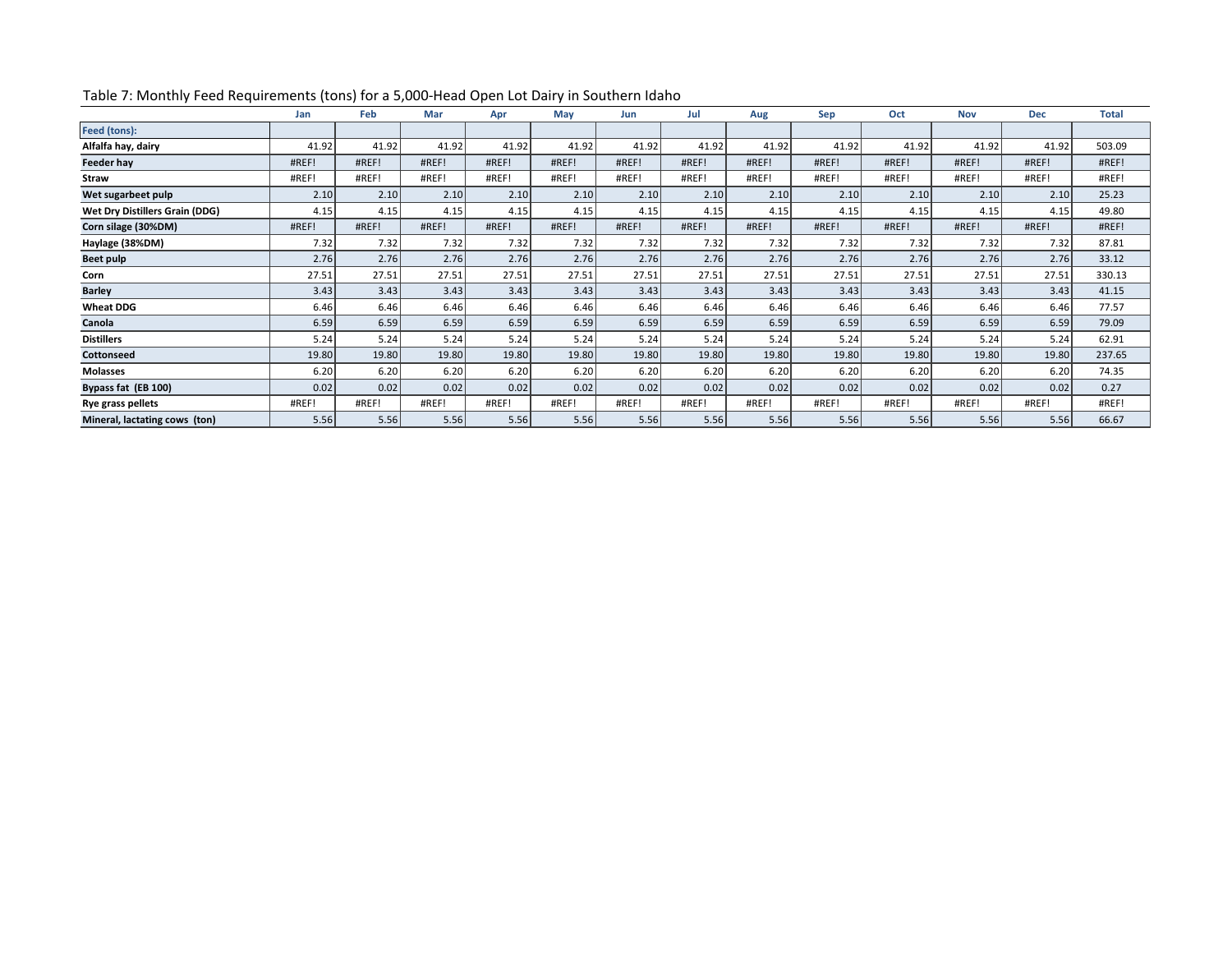Table 7: Monthly Feed Requirements (tons) for a 5,000-Head Open Lot Dairy in Southern Idaho

| | Jan | Feb | Mar | Apr | May | Jun | Jul | Aug | Sep | Oct | Nov | Dec | Total |
|---|---|---|---|---|---|---|---|---|---|---|---|---|---|
| **Feed (tons):** | | | | | | | | | | | | | |
| **Alfalfa hay, dairy** | 41.92 | 41.92 | 41.92 | 41.92 | 41.92 | 41.92 | 41.92 | 41.92 | 41.92 | 41.92 | 41.92 | 41.92 | 503.09 |
| **Feeder hay** | #REF! | #REF! | #REF! | #REF! | #REF! | #REF! | #REF! | #REF! | #REF! | #REF! | #REF! | #REF! | #REF! |
| **Straw** | #REF! | #REF! | #REF! | #REF! | #REF! | #REF! | #REF! | #REF! | #REF! | #REF! | #REF! | #REF! | #REF! |
| **Wet sugarbeet pulp** | 2.10 | 2.10 | 2.10 | 2.10 | 2.10 | 2.10 | 2.10 | 2.10 | 2.10 | 2.10 | 2.10 | 2.10 | 25.23 |
| **Wet Dry Distillers Grain (DDG)** | 4.15 | 4.15 | 4.15 | 4.15 | 4.15 | 4.15 | 4.15 | 4.15 | 4.15 | 4.15 | 4.15 | 4.15 | 49.80 |
| **Corn silage (30%DM)** | #REF! | #REF! | #REF! | #REF! | #REF! | #REF! | #REF! | #REF! | #REF! | #REF! | #REF! | #REF! | #REF! |
| **Haylage (38%DM)** | 7.32 | 7.32 | 7.32 | 7.32 | 7.32 | 7.32 | 7.32 | 7.32 | 7.32 | 7.32 | 7.32 | 7.32 | 87.81 |
| **Beet pulp** | 2.76 | 2.76 | 2.76 | 2.76 | 2.76 | 2.76 | 2.76 | 2.76 | 2.76 | 2.76 | 2.76 | 2.76 | 33.12 |
| **Corn** | 27.51 | 27.51 | 27.51 | 27.51 | 27.51 | 27.51 | 27.51 | 27.51 | 27.51 | 27.51 | 27.51 | 27.51 | 330.13 |
| **Barley** | 3.43 | 3.43 | 3.43 | 3.43 | 3.43 | 3.43 | 3.43 | 3.43 | 3.43 | 3.43 | 3.43 | 3.43 | 41.15 |
| **Wheat DDG** | 6.46 | 6.46 | 6.46 | 6.46 | 6.46 | 6.46 | 6.46 | 6.46 | 6.46 | 6.46 | 6.46 | 6.46 | 77.57 |
| **Canola** | 6.59 | 6.59 | 6.59 | 6.59 | 6.59 | 6.59 | 6.59 | 6.59 | 6.59 | 6.59 | 6.59 | 6.59 | 79.09 |
| **Distillers** | 5.24 | 5.24 | 5.24 | 5.24 | 5.24 | 5.24 | 5.24 | 5.24 | 5.24 | 5.24 | 5.24 | 5.24 | 62.91 |
| **Cottonseed** | 19.80 | 19.80 | 19.80 | 19.80 | 19.80 | 19.80 | 19.80 | 19.80 | 19.80 | 19.80 | 19.80 | 19.80 | 237.65 |
| **Molasses** | 6.20 | 6.20 | 6.20 | 6.20 | 6.20 | 6.20 | 6.20 | 6.20 | 6.20 | 6.20 | 6.20 | 6.20 | 74.35 |
| **Bypass fat (EB 100)** | 0.02 | 0.02 | 0.02 | 0.02 | 0.02 | 0.02 | 0.02 | 0.02 | 0.02 | 0.02 | 0.02 | 0.02 | 0.27 |
| **Rye grass pellets** | #REF! | #REF! | #REF! | #REF! | #REF! | #REF! | #REF! | #REF! | #REF! | #REF! | #REF! | #REF! | #REF! |
| **Mineral, lactating cows (ton)** | 5.56 | 5.56 | 5.56 | 5.56 | 5.56 | 5.56 | 5.56 | 5.56 | 5.56 | 5.56 | 5.56 | 5.56 | 66.67 |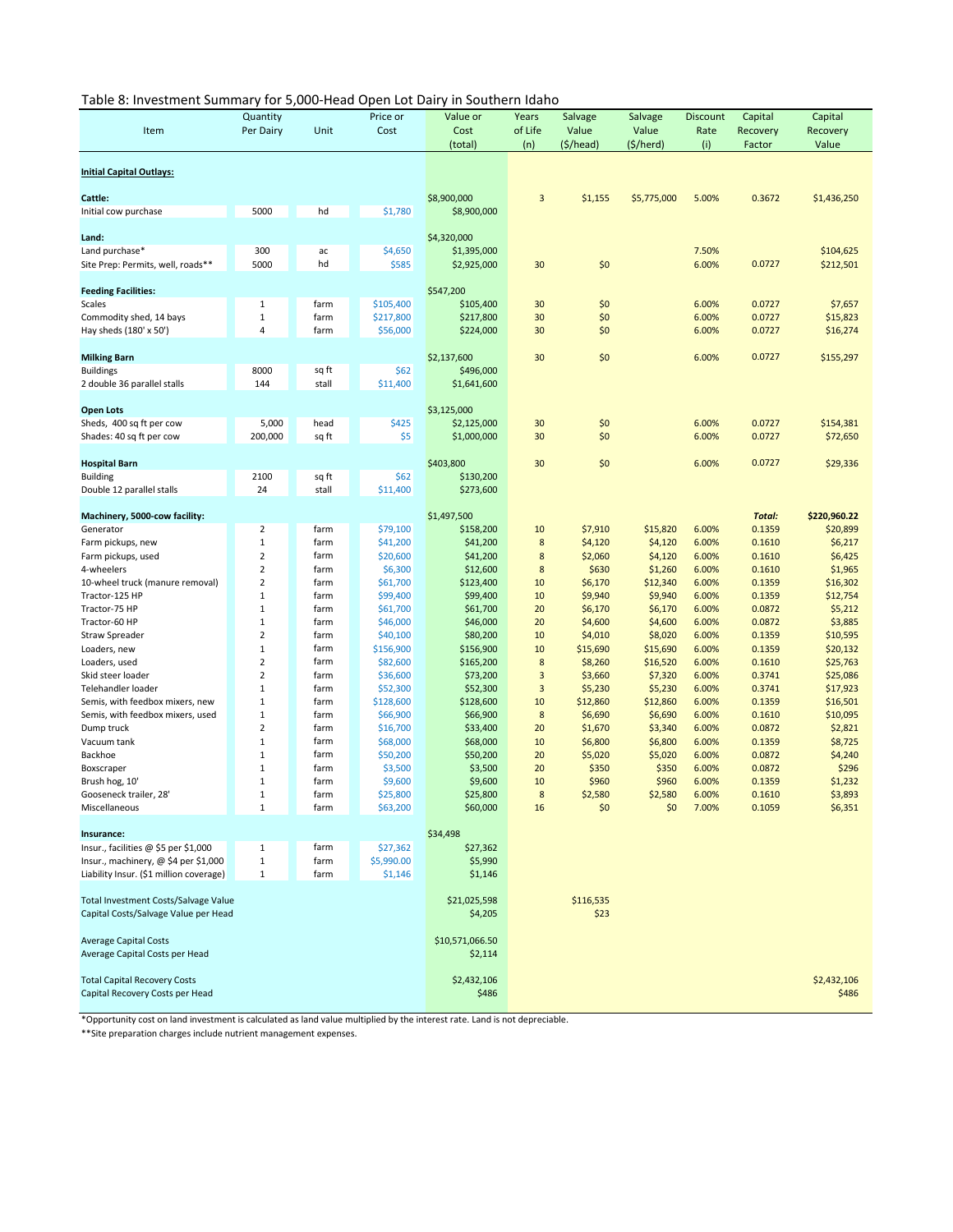## Table 8: Investment Summary for 5,000-Head Open Lot Dairy in Southern Idaho

| Item | Quantity Per Dairy | Unit | Price or Cost | Value or Cost (total) | Years of Life (n) | Salvage Value ($/head) | Salvage Value ($/herd) | Discount Rate (i) | Capital Recovery Factor | Capital Recovery Value |
|---|---|---|---|---|---|---|---|---|---|---|
| **Initial Capital Outlays:** | | | | | | | | | | |
| **Cattle:** | | | | $8,900,000 | 3 | $1,155 | $5,775,000 | 5.00% | 0.3672 | $1,436,250 |
| Initial cow purchase | 5000 | hd | $1,780 | $8,900,000 | | | | | | |
| **Land:** | | | | $4,320,000 | | | | | | |
| Land purchase* | 300 | ac | $4,650 | $1,395,000 | | | | 7.50% | | $104,625 |
| Site Prep: Permits, well, roads** | 5000 | hd | $585 | $2,925,000 | 30 | $0 | | 6.00% | 0.0727 | $212,501 |
| **Feeding Facilities:** | | | | $547,200 | | | | | | |
| Scales | 1 | farm | $105,400 | $105,400 | 30 | $0 | | 6.00% | 0.0727 | $7,657 |
| Commodity shed, 14 bays | 1 | farm | $217,800 | $217,800 | 30 | $0 | | 6.00% | 0.0727 | $15,823 |
| Hay sheds (180' x 50') | 4 | farm | $56,000 | $224,000 | 30 | $0 | | 6.00% | 0.0727 | $16,274 |
| **Milking Barn** | | | | $2,137,600 | 30 | $0 | | 6.00% | 0.0727 | $155,297 |
| Buildings | 8000 | sq ft | $62 | $496,000 | | | | | | |
| 2 double 36 parallel stalls | 144 | stall | $11,400 | $1,641,600 | | | | | | |
| **Open Lots** | | | | $3,125,000 | | | | | | |
| Sheds, 400 sq ft per cow | 5,000 | head | $425 | $2,125,000 | 30 | $0 | | 6.00% | 0.0727 | $154,381 |
| Shades: 40 sq ft per cow | 200,000 | sq ft | $5 | $1,000,000 | 30 | $0 | | 6.00% | 0.0727 | $72,650 |
| **Hospital Barn** | | | | $403,800 | 30 | $0 | | 6.00% | 0.0727 | $29,336 |
| Building | 2100 | sq ft | $62 | $130,200 | | | | | | |
| Double 12 parallel stalls | 24 | stall | $11,400 | $273,600 | | | | | | |
| **Machinery, 5000-cow facility:** | | | | $1,497,500 | | | | | *Total:* | $220,960.22 |
| Generator | 2 | farm | $79,100 | $158,200 | 10 | $7,910 | $15,820 | 6.00% | 0.1359 | $20,899 |
| Farm pickups, new | 1 | farm | $41,200 | $41,200 | 8 | $4,120 | $4,120 | 6.00% | 0.1610 | $6,217 |
| Farm pickups, used | 2 | farm | $20,600 | $41,200 | 8 | $2,060 | $4,120 | 6.00% | 0.1610 | $6,425 |
| 4-wheelers | 2 | farm | $6,300 | $12,600 | 8 | $630 | $1,260 | 6.00% | 0.1610 | $1,965 |
| 10-wheel truck (manure removal) | 2 | farm | $61,700 | $123,400 | 10 | $6,170 | $12,340 | 6.00% | 0.1359 | $16,302 |
| Tractor-125 HP | 1 | farm | $99,400 | $99,400 | 10 | $9,940 | $9,940 | 6.00% | 0.1359 | $12,754 |
| Tractor-75 HP | 1 | farm | $61,700 | $61,700 | 20 | $6,170 | $6,170 | 6.00% | 0.0872 | $5,212 |
| Tractor-60 HP | 1 | farm | $46,000 | $46,000 | 20 | $4,600 | $4,600 | 6.00% | 0.0872 | $3,885 |
| Straw Spreader | 2 | farm | $40,100 | $80,200 | 10 | $4,010 | $8,020 | 6.00% | 0.1359 | $10,595 |
| Loaders, new | 1 | farm | $156,900 | $156,900 | 10 | $15,690 | $15,690 | 6.00% | 0.1359 | $20,132 |
| Loaders, used | 2 | farm | $82,600 | $165,200 | 8 | $8,260 | $16,520 | 6.00% | 0.1610 | $25,763 |
| Skid steer loader | 2 | farm | $36,600 | $73,200 | 3 | $3,660 | $7,320 | 6.00% | 0.3741 | $25,086 |
| Telehandler loader | 1 | farm | $52,300 | $52,300 | 3 | $5,230 | $5,230 | 6.00% | 0.3741 | $17,923 |
| Semis, with feedbox mixers, new | 1 | farm | $128,600 | $128,600 | 10 | $12,860 | $12,860 | 6.00% | 0.1359 | $16,501 |
| Semis, with feedbox mixers, used | 1 | farm | $66,900 | $66,900 | 8 | $6,690 | $6,690 | 6.00% | 0.1610 | $10,095 |
| Dump truck | 2 | farm | $16,700 | $33,400 | 20 | $1,670 | $3,340 | 6.00% | 0.0872 | $2,821 |
| Vacuum tank | 1 | farm | $68,000 | $68,000 | 10 | $6,800 | $6,800 | 6.00% | 0.1359 | $8,725 |
| Backhoe | 1 | farm | $50,200 | $50,200 | 20 | $5,020 | $5,020 | 6.00% | 0.0872 | $4,240 |
| Boxscraper | 1 | farm | $3,500 | $3,500 | 20 | $350 | $350 | 6.00% | 0.0872 | $296 |
| Brush hog, 10' | 1 | farm | $9,600 | $9,600 | 10 | $960 | $960 | 6.00% | 0.1359 | $1,232 |
| Gooseneck trailer, 28' | 1 | farm | $25,800 | $25,800 | 8 | $2,580 | $2,580 | 6.00% | 0.1610 | $3,893 |
| Miscellaneous | 1 | farm | $63,200 | $60,000 | 16 | $0 | $0 | 7.00% | 0.1059 | $6,351 |
| **Insurance:** | | | | $34,498 | | | | | | |
| Insur., facilities @ $5 per $1,000 | 1 | farm | $27,362 | $27,362 | | | | | | |
| Insur., machinery, @ $4 per $1,000 | 1 | farm | $5,990.00 | $5,990 | | | | | | |
| Liability Insur. ($1 million coverage) | 1 | farm | $1,146 | $1,146 | | | | | | |
| Total Investment Costs/Salvage Value | | | | $21,025,598 | | $116,535 | | | | |
| Capital Costs/Salvage Value per Head | | | | $4,205 | | $23 | | | | |
| Average Capital Costs | | | | $10,571,066.50 | | | | | | |
| Average Capital Costs per Head | | | | $2,114 | | | | | | |
| Total Capital Recovery Costs | | | | $2,432,106 | | | | | | $2,432,106 |
| Capital Recovery Costs per Head | | | | $486 | | | | | | $486 |

*Opportunity cost on land investment is calculated as land value multiplied by the interest rate. Land is not depreciable.

**Site preparation charges include nutrient management expenses.